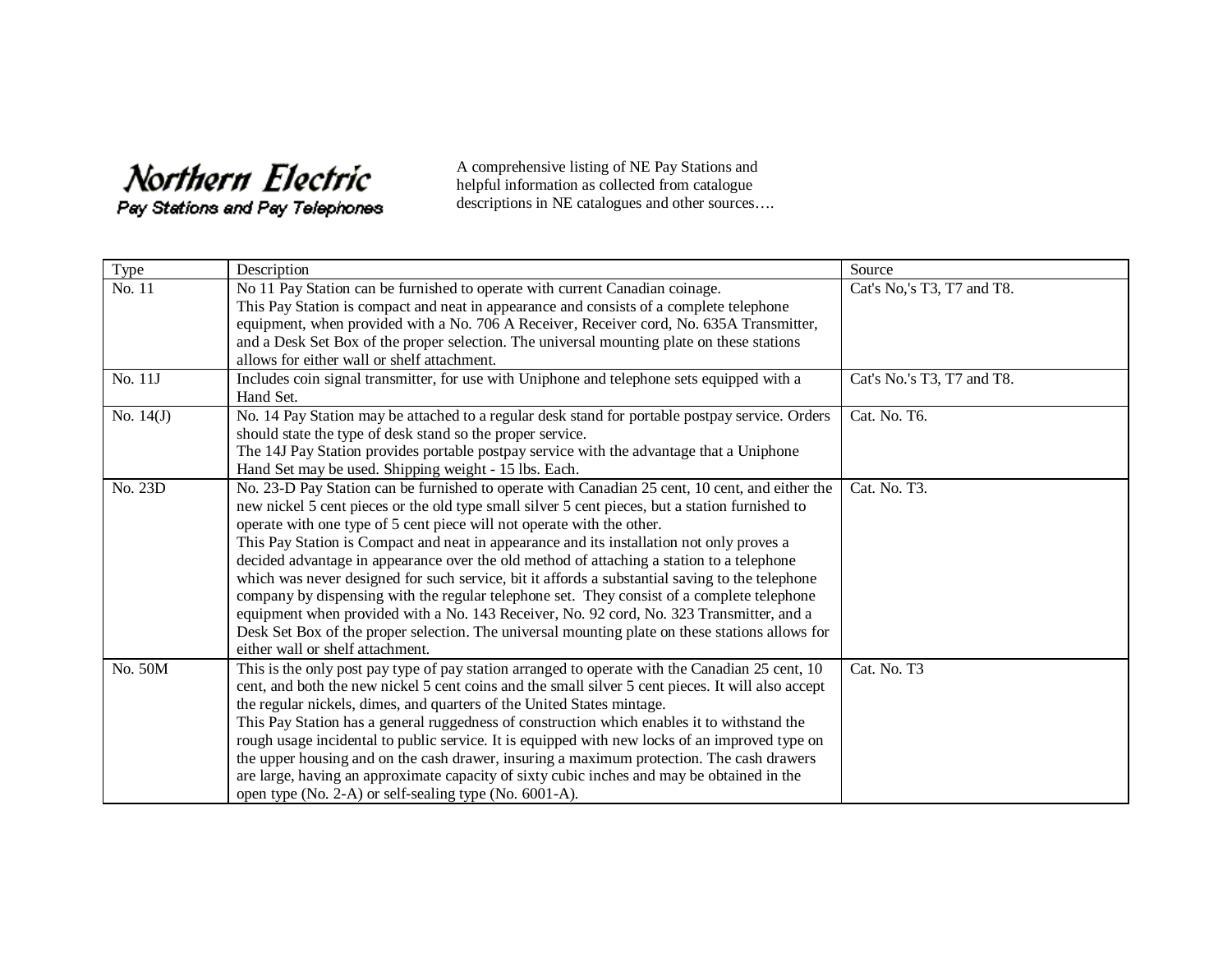# Northern Electric

## Pay Stations and Pay Telephones

A comprehensive listing of NE Pay Stations and helpful information as collected from catalogue descriptions in NE catalogues and other sources….

| Type | Description | Source |
|---|---|---|
| No. 11 | No 11 Pay Station can be furnished to operate with current Canadian coinage.<br>This Pay Station is compact and neat in appearance and consists of a complete telephone equipment, when provided with a No. 706 A Receiver, Receiver cord, No. 635A Transmitter, and a Desk Set Box of the proper selection. The universal mounting plate on these stations allows for either wall or shelf attachment. | Cat's No,'s T3, T7 and T8. |
| No. 11J | Includes coin signal transmitter, for use with Uniphone and telephone sets equipped with a Hand Set. | Cat's No.'s T3, T7 and T8. |
| No. 14(J) | No. 14 Pay Station may be attached to a regular desk stand for portable postpay service. Orders should state the type of desk stand so the proper service.<br>The 14J Pay Station provides portable postpay service with the advantage that a Uniphone Hand Set may be used. Shipping weight - 15 lbs. Each. | Cat. No. T6. |
| No. 23D | No. 23-D Pay Station can be furnished to operate with Canadian 25 cent, 10 cent, and either the new nickel 5 cent pieces or the old type small silver 5 cent pieces, but a station furnished to operate with one type of 5 cent piece will not operate with the other.<br>This Pay Station is Compact and neat in appearance and its installation not only proves a decided advantage in appearance over the old method of attaching a station to a telephone which was never designed for such service, bit it affords a substantial saving to the telephone company by dispensing with the regular telephone set. They consist of a complete telephone equipment when provided with a No. 143 Receiver, No. 92 cord, No. 323 Transmitter, and a Desk Set Box of the proper selection. The universal mounting plate on these stations allows for either wall or shelf attachment. | Cat. No. T3. |
| No. 50M | This is the only post pay type of pay station arranged to operate with the Canadian 25 cent, 10 cent, and both the new nickel 5 cent coins and the small silver 5 cent pieces. It will also accept the regular nickels, dimes, and quarters of the United States mintage.<br>This Pay Station has a general ruggedness of construction which enables it to withstand the rough usage incidental to public service. It is equipped with new locks of an improved type on the upper housing and on the cash drawer, insuring a maximum protection. The cash drawers are large, having an approximate capacity of sixty cubic inches and may be obtained in the open type (No. 2-A) or self-sealing type (No. 6001-A). | Cat. No. T3 |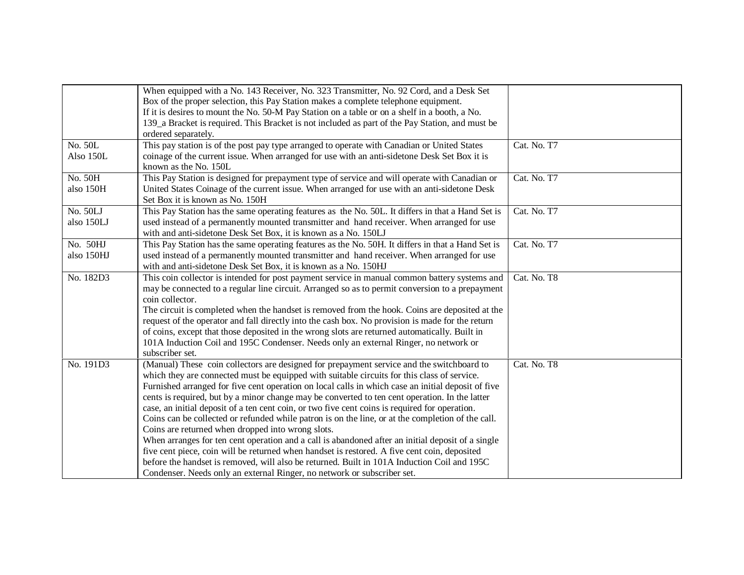| | | |
|---|---|---|
| | When equipped with a No. 143 Receiver, No. 323 Transmitter, No. 92 Cord, and a Desk Set Box of the proper selection, this Pay Station makes a complete telephone equipment.<br>If it is desires to mount the No. 50-M Pay Station on a table or on a shelf in a booth, a No. 139_a Bracket is required. This Bracket is not included as part of the Pay Station, and must be ordered separately. | |
| No. 50L<br>Also 150L | This pay station is of the post pay type arranged to operate with Canadian or United States coinage of the current issue. When arranged for use with an anti-sidetone Desk Set Box it is known as the No. 150L | Cat. No. T7 |
| No. 50H<br>also 150H | This Pay Station is designed for prepayment type of service and will operate with Canadian or United States Coinage of the current issue. When arranged for use with an anti-sidetone Desk Set Box it is known as No. 150H | Cat. No. T7 |
| No. 50LJ<br>also 150LJ | This Pay Station has the same operating features as the No. 50L. It differs in that a Hand Set is used instead of a permanently mounted transmitter and hand receiver. When arranged for use with and anti-sidetone Desk Set Box, it is known as a No. 150LJ | Cat. No. T7 |
| No. 50HJ<br>also 150HJ | This Pay Station has the same operating features as the No. 50H. It differs in that a Hand Set is used instead of a permanently mounted transmitter and hand receiver. When arranged for use with anti-sidetone Desk Set Box, it is known as a No. 150HJ | Cat. No. T7 |
| No. 182D3 | This coin collector is intended for post payment service in manual common battery systems and may be connected to a regular line circuit. Arranged so as to permit conversion to a prepayment coin collector.<br>The circuit is completed when the handset is removed from the hook. Coins are deposited at the request of the operator and fall directly into the cash box. No provision is made for the return of coins, except that those deposited in the wrong slots are returned automatically. Built in 101A Induction Coil and 195C Condenser. Needs only an external Ringer, no network or subscriber set. | Cat. No. T8 |
| No. 191D3 | (Manual) These coin collectors are designed for prepayment service and the switchboard to which they are connected must be equipped with suitable circuits for this class of service. Furnished arranged for five cent operation on local calls in which case an initial deposit of five cents is required, but by a minor change may be converted to ten cent operation. In the latter case, an initial deposit of a ten cent coin, or two five cent coins is required for operation. Coins can be collected or refunded while patron is on the line, or at the completion of the call. Coins are returned when dropped into wrong slots.<br>When arranges for ten cent operation and a call is abandoned after an initial deposit of a single five cent piece, coin will be returned when handset is restored. A five cent coin, deposited before the handset is removed, will also be returned. Built in 101A Induction Coil and 195C Condenser. Needs only an external Ringer, no network or subscriber set. | Cat. No. T8 |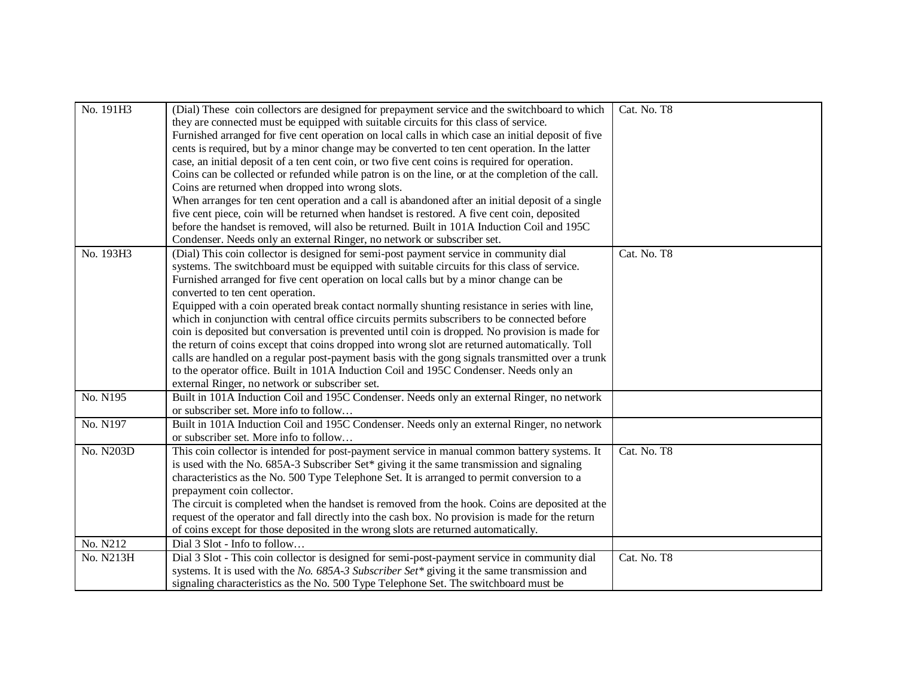| | | |
|---|---|---|
| No. 191H3 | (Dial) These coin collectors are designed for prepayment service and the switchboard to which they are connected must be equipped with suitable circuits for this class of service.<br>Furnished arranged for five cent operation on local calls in which case an initial deposit of five cents is required, but by a minor change may be converted to ten cent operation. In the latter case, an initial deposit of a ten cent coin, or two five cent coins is required for operation.<br>Coins can be collected or refunded while patron is on the line, or at the completion of the call. Coins are returned when dropped into wrong slots.<br>When arranges for ten cent operation and a call is abandoned after an initial deposit of a single five cent piece, coin will be returned when handset is restored. A five cent coin, deposited before the handset is removed, will also be returned. Built in 101A Induction Coil and 195C Condenser. Needs only an external Ringer, no network or subscriber set. | Cat. No. T8 |
| No. 193H3 | (Dial) This coin collector is designed for semi-post payment service in community dial systems. The switchboard must be equipped with suitable circuits for this class of service.<br>Furnished arranged for five cent operation on local calls but by a minor change can be converted to ten cent operation.<br>Equipped with a coin operated break contact normally shunting resistance in series with line, which in conjunction with central office circuits permits subscribers to be connected before coin is deposited but conversation is prevented until coin is dropped. No provision is made for the return of coins except that coins dropped into wrong slot are returned automatically. Toll calls are handled on a regular post-payment basis with the gong signals transmitted over a trunk to the operator office. Built in 101A Induction Coil and 195C Condenser. Needs only an external Ringer, no network or subscriber set. | Cat. No. T8 |
| No. N195 | Built in 101A Induction Coil and 195C Condenser. Needs only an external Ringer, no network or subscriber set. More info to follow… | |
| No. N197 | Built in 101A Induction Coil and 195C Condenser. Needs only an external Ringer, no network or subscriber set. More info to follow… | |
| No. N203D | This coin collector is intended for post-payment service in manual common battery systems. It is used with the No. 685A-3 Subscriber Set* giving it the same transmission and signaling characteristics as the No. 500 Type Telephone Set. It is arranged to permit conversion to a prepayment coin collector.<br>The circuit is completed when the handset is removed from the hook. Coins are deposited at the request of the operator and fall directly into the cash box. No provision is made for the return of coins except for those deposited in the wrong slots are returned automatically. | Cat. No. T8 |
| No. N212 | Dial 3 Slot - Info to follow… | |
| No. N213H | Dial 3 Slot - This coin collector is designed for semi-post-payment service in community dial systems. It is used with the *No. 685A-3 Subscriber Set** giving it the same transmission and signaling characteristics as the No. 500 Type Telephone Set. The switchboard must be | Cat. No. T8 |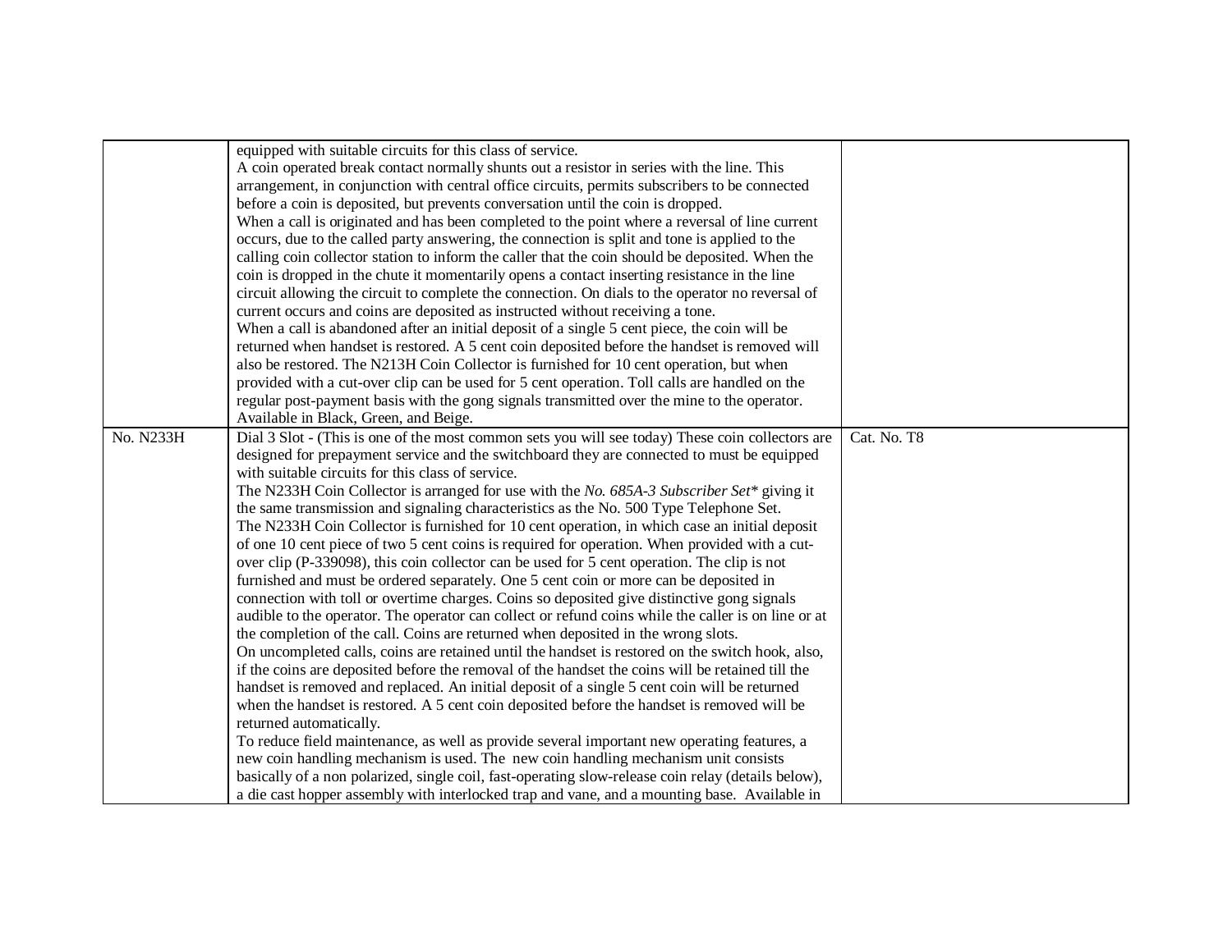|  |  |  |
|---|---|---|
|  | equipped with suitable circuits for this class of service.<br>A coin operated break contact normally shunts out a resistor in series with the line. This arrangement, in conjunction with central office circuits, permits subscribers to be connected before a coin is deposited, but prevents conversation until the coin is dropped.<br>When a call is originated and has been completed to the point where a reversal of line current occurs, due to the called party answering, the connection is split and tone is applied to the calling coin collector station to inform the caller that the coin should be deposited. When the coin is dropped in the chute it momentarily opens a contact inserting resistance in the line circuit allowing the circuit to complete the connection. On dials to the operator no reversal of current occurs and coins are deposited as instructed without receiving a tone.<br>When a call is abandoned after an initial deposit of a single 5 cent piece, the coin will be returned when handset is restored. A 5 cent coin deposited before the handset is removed will also be restored. The N213H Coin Collector is furnished for 10 cent operation, but when provided with a cut-over clip can be used for 5 cent operation. Toll calls are handled on the regular post-payment basis with the gong signals transmitted over the mine to the operator. Available in Black, Green, and Beige. |  |
| No. N233H | Dial 3 Slot - (This is one of the most common sets you will see today) These coin collectors are designed for prepayment service and the switchboard they are connected to must be equipped with suitable circuits for this class of service.<br>The N233H Coin Collector is arranged for use with the *No. 685A-3 Subscriber Set** giving it the same transmission and signaling characteristics as the No. 500 Type Telephone Set.<br>The N233H Coin Collector is furnished for 10 cent operation, in which case an initial deposit of one 10 cent piece of two 5 cent coins is required for operation. When provided with a cut-over clip (P-339098), this coin collector can be used for 5 cent operation. The clip is not furnished and must be ordered separately. One 5 cent coin or more can be deposited in connection with toll or overtime charges. Coins so deposited give distinctive gong signals audible to the operator. The operator can collect or refund coins while the caller is on line or at the completion of the call. Coins are returned when deposited in the wrong slots.<br>On uncompleted calls, coins are retained until the handset is restored on the switch hook, also, if the coins are deposited before the removal of the handset the coins will be retained till the handset is removed and replaced. An initial deposit of a single 5 cent coin will be returned when the handset is restored. A 5 cent coin deposited before the handset is removed will be returned automatically.<br>To reduce field maintenance, as well as provide several important new operating features, a new coin handling mechanism is used. The new coin handling mechanism unit consists basically of a non polarized, single coil, fast-operating slow-release coin relay (details below), a die cast hopper assembly with interlocked trap and vane, and a mounting base. Available in | Cat. No. T8 |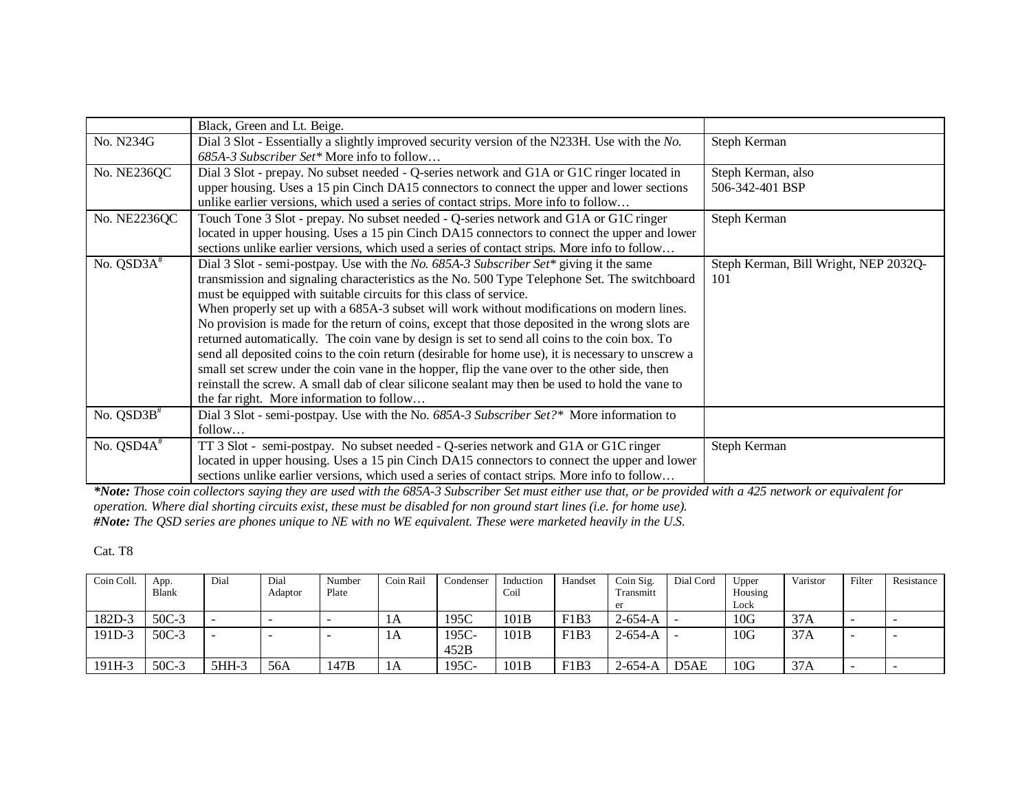|  |  |  |
|---|---|---|
|  | Black, Green and Lt. Beige. |  |
| No. N234G | Dial 3 Slot - Essentially a slightly improved security version of the N233H. Use with the *No. 685A-3 Subscriber Set** More info to follow… | Steph Kerman |
| No. NE236QC | Dial 3 Slot - prepay. No subset needed - Q-series network and G1A or G1C ringer located in upper housing. Uses a 15 pin Cinch DA15 connectors to connect the upper and lower sections unlike earlier versions, which used a series of contact strips. More info to follow… | Steph Kerman, also 506-342-401 BSP |
| No. NE2236QC | Touch Tone 3 Slot - prepay. No subset needed - Q-series network and G1A or G1C ringer located in upper housing. Uses a 15 pin Cinch DA15 connectors to connect the upper and lower sections unlike earlier versions, which used a series of contact strips. More info to follow… | Steph Kerman |
| No. QSD3A# | Dial 3 Slot - semi-postpay. Use with the *No. 685A-3 Subscriber Set** giving it the same transmission and signaling characteristics as the No. 500 Type Telephone Set. The switchboard must be equipped with suitable circuits for this class of service.<br>When properly set up with a 685A-3 subset will work without modifications on modern lines. No provision is made for the return of coins, except that those deposited in the wrong slots are returned automatically. The coin vane by design is set to send all coins to the coin box. To send all deposited coins to the coin return (desirable for home use), it is necessary to unscrew a small set screw under the coin vane in the hopper, flip the vane over to the other side, then reinstall the screw. A small dab of clear silicone sealant may then be used to hold the vane to the far right. More information to follow… | Steph Kerman, Bill Wright, NEP 2032Q-101 |
| No. QSD3B# | Dial 3 Slot - semi-postpay. Use with the No. *685A-3 Subscriber Set?** More information to follow… |  |
| No. QSD4A# | TT 3 Slot - semi-postpay. No subset needed - Q-series network and G1A or G1C ringer located in upper housing. Uses a 15 pin Cinch DA15 connectors to connect the upper and lower sections unlike earlier versions, which used a series of contact strips. More info to follow… | Steph Kerman |

***Note:** *Those coin collectors saying they are used with the 685A-3 Subscriber Set must either use that, or be provided with a 425 network or equivalent for operation. Where dial shorting circuits exist, these must be disabled for non ground start lines (i.e. for home use).*
***#Note:** The QSD series are phones unique to NE with no WE equivalent. These were marketed heavily in the U.S.*

Cat. T8

| Coin Coll. | App. Blank | Dial | Dial Adaptor | Number Plate | Coin Rail | Condenser | Induction Coil | Handset | Coin Sig. Transmitter | Dial Cord | Upper Housing Lock | Varistor | Filter | Resistance |
|---|---|---|---|---|---|---|---|---|---|---|---|---|---|---|
| 182D-3 | 50C-3 | - | - | - | 1A | 195C | 101B | F1B3 | 2-654-A | - | 10G | 37A | - | - |
| 191D-3 | 50C-3 | - | - | - | 1A | 195C-452B | 101B | F1B3 | 2-654-A | - | 10G | 37A | - | - |
| 191H-3 | 50C-3 | 5HH-3 | 56A | 147B | 1A | 195C- | 101B | F1B3 | 2-654-A | D5AE | 10G | 37A | - | - |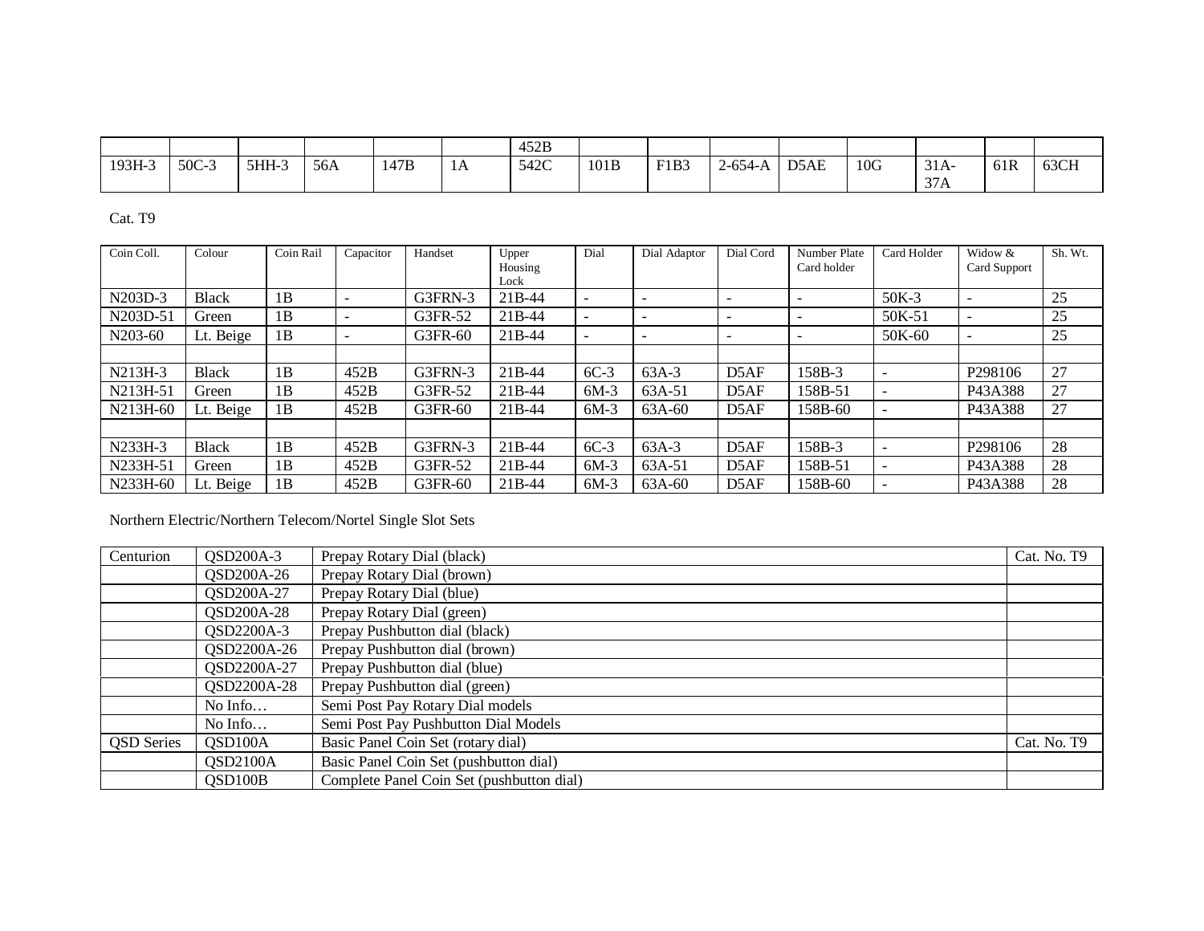| | | | | | | 452B | | | | | | | | |
|---|---|---|---|---|---|---|---|---|---|---|---|---|---|---|
| 193H-3 | 50C-3 | 5HH-3 | 56A | 147B | 1A | 542C | 101B | F1B3 | 2-654-A | D5AE | 10G | 31A-37A | 61R | 63CH |

Cat. T9

| Coin Coll. | Colour | Coin Rail | Capacitor | Handset | Upper Housing Lock | Dial | Dial Adaptor | Dial Cord | Number Plate Card holder | Card Holder | Widow & Card Support | Sh. Wt. |
|---|---|---|---|---|---|---|---|---|---|---|---|---|
| N203D-3 | Black | 1B | - | G3FRN-3 | 21B-44 | - | - | - | - | 50K-3 | - | 25 |
| N203D-51 | Green | 1B | - | G3FR-52 | 21B-44 | - | - | - | - | 50K-51 | - | 25 |
| N203-60 | Lt. Beige | 1B | - | G3FR-60 | 21B-44 | - | - | - | - | 50K-60 | - | 25 |
| | | | | | | | | | | | | |
| N213H-3 | Black | 1B | 452B | G3FRN-3 | 21B-44 | 6C-3 | 63A-3 | D5AF | 158B-3 | - | P298106 | 27 |
| N213H-51 | Green | 1B | 452B | G3FR-52 | 21B-44 | 6M-3 | 63A-51 | D5AF | 158B-51 | - | P43A388 | 27 |
| N213H-60 | Lt. Beige | 1B | 452B | G3FR-60 | 21B-44 | 6M-3 | 63A-60 | D5AF | 158B-60 | - | P43A388 | 27 |
| | | | | | | | | | | | | |
| N233H-3 | Black | 1B | 452B | G3FRN-3 | 21B-44 | 6C-3 | 63A-3 | D5AF | 158B-3 | - | P298106 | 28 |
| N233H-51 | Green | 1B | 452B | G3FR-52 | 21B-44 | 6M-3 | 63A-51 | D5AF | 158B-51 | - | P43A388 | 28 |
| N233H-60 | Lt. Beige | 1B | 452B | G3FR-60 | 21B-44 | 6M-3 | 63A-60 | D5AF | 158B-60 | - | P43A388 | 28 |

Northern Electric/Northern Telecom/Nortel Single Slot Sets

| | | | |
|---|---|---|---|
| Centurion | QSD200A-3 | Prepay Rotary Dial (black) | Cat. No. T9 |
| | QSD200A-26 | Prepay Rotary Dial (brown) | |
| | QSD200A-27 | Prepay Rotary Dial (blue) | |
| | QSD200A-28 | Prepay Rotary Dial (green) | |
| | QSD2200A-3 | Prepay Pushbutton dial (black) | |
| | QSD2200A-26 | Prepay Pushbutton dial (brown) | |
| | QSD2200A-27 | Prepay Pushbutton dial (blue) | |
| | QSD2200A-28 | Prepay Pushbutton dial (green) | |
| | No Info… | Semi Post Pay Rotary Dial models | |
| | No Info… | Semi Post Pay Pushbutton Dial Models | |
| QSD Series | QSD100A | Basic Panel Coin Set (rotary dial) | Cat. No. T9 |
| | QSD2100A | Basic Panel Coin Set (pushbutton dial) | |
| | QSD100B | Complete Panel Coin Set (pushbutton dial) | |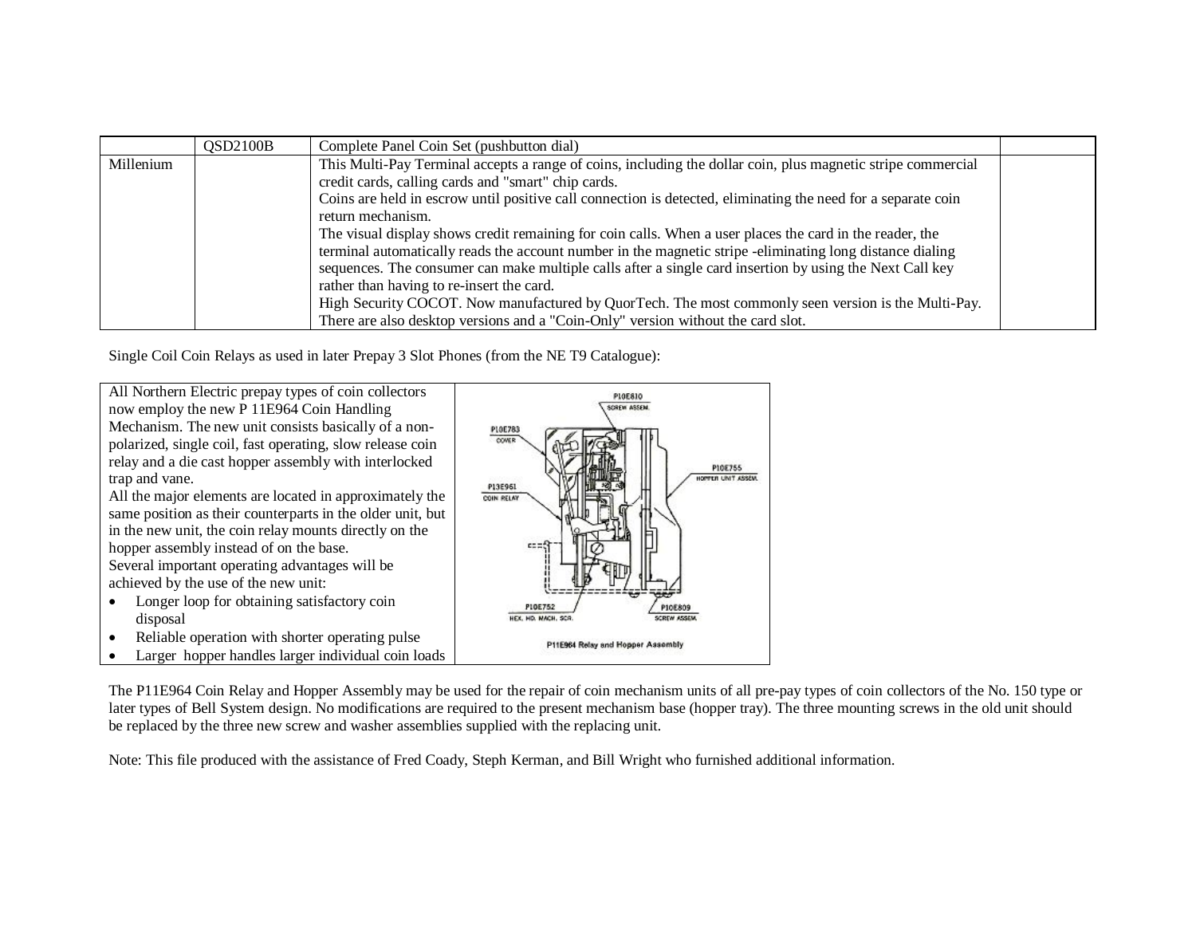| | QSD2100B | Complete Panel Coin Set (pushbutton dial) | |
|---|---|---|---|
| Millenium | | This Multi-Pay Terminal accepts a range of coins, including the dollar coin, plus magnetic stripe commercial credit cards, calling cards and "smart" chip cards. Coins are held in escrow until positive call connection is detected, eliminating the need for a separate coin return mechanism. The visual display shows credit remaining for coin calls. When a user places the card in the reader, the terminal automatically reads the account number in the magnetic stripe -eliminating long distance dialing sequences. The consumer can make multiple calls after a single card insertion by using the Next Call key rather than having to re-insert the card. High Security COCOT. Now manufactured by QuorTech. The most commonly seen version is the Multi-Pay. There are also desktop versions and a "Coin-Only" version without the card slot. | |

Single Coil Coin Relays as used in later Prepay 3 Slot Phones (from the NE T9 Catalogue):

All Northern Electric prepay types of coin collectors now employ the new P 11E964 Coin Handling Mechanism. The new unit consists basically of a non-polarized, single coil, fast operating, slow release coin relay and a die cast hopper assembly with interlocked trap and vane.

All the major elements are located in approximately the same position as their counterparts in the older unit, but in the new unit, the coin relay mounts directly on the hopper assembly instead of on the base.

Several important operating advantages will be achieved by the use of the new unit:

- Longer loop for obtaining satisfactory coin disposal
- Reliable operation with shorter operating pulse
- Larger hopper handles larger individual coin loads

P10E810 SCREW ASSEM.
P10E783 COVER
P10E755 HOPPER UNIT ASSEM.
P13E961 COIN RELAY
P10E752 HEX. HD. MACH. SCR.
P10E809 SCREW ASSEM.

P11E964 Relay and Hopper Assembly

The P11E964 Coin Relay and Hopper Assembly may be used for the repair of coin mechanism units of all pre-pay types of coin collectors of the No. 150 type or later types of Bell System design. No modifications are required to the present mechanism base (hopper tray). The three mounting screws in the old unit should be replaced by the three new screw and washer assemblies supplied with the replacing unit.

Note: This file produced with the assistance of Fred Coady, Steph Kerman, and Bill Wright who furnished additional information.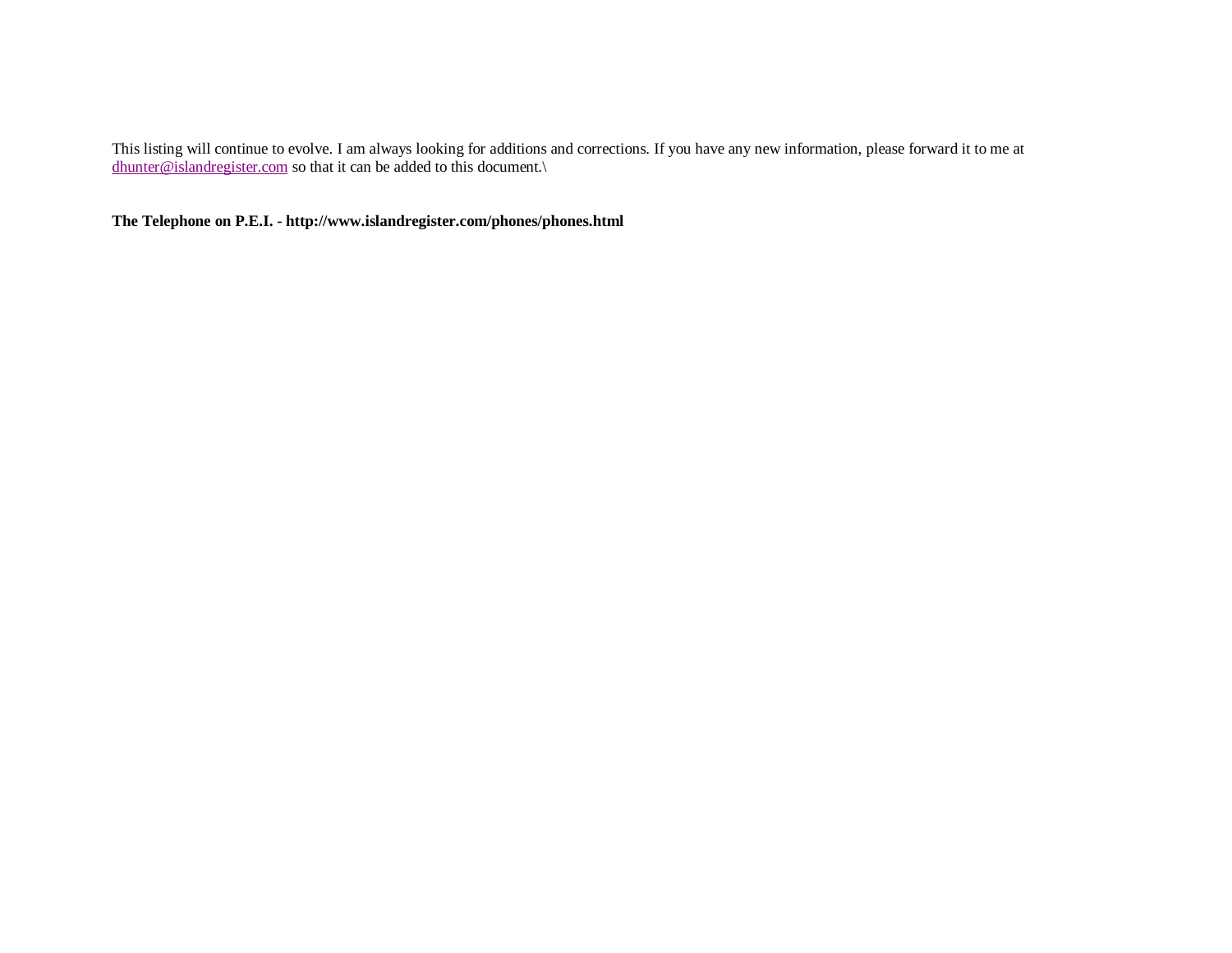This listing will continue to evolve. I am always looking for additions and corrections. If you have any new information, please forward it to me at dhunter@islandregister.com so that it can be added to this document.\

**The Telephone on P.E.I. - http://www.islandregister.com/phones/phones.html**